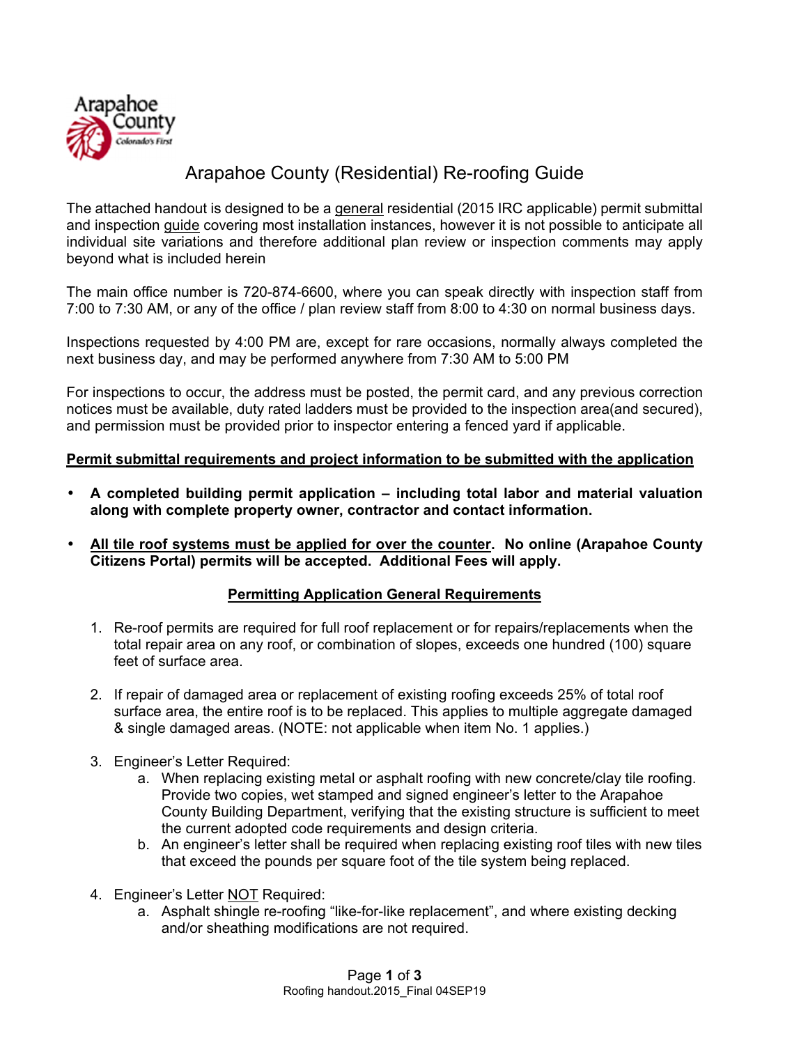Arapahoe County Colorado's First

# Arapahoe County (Residential) Re-roofing Guide

The attached handout is designed to be a general residential (2015 IRC applicable) permit submittal and inspection guide covering most installation instances, however it is not possible to anticipate all individual site variations and therefore additional plan review or inspection comments may apply beyond what is included herein

The main office number is 720-874-6600, where you can speak directly with inspection staff from 7:00 to 7:30 AM, or any of the office / plan review staff from 8:00 to 4:30 on normal business days.

Inspections requested by 4:00 PM are, except for rare occasions, normally always completed the next business day, and may be performed anywhere from 7:30 AM to 5:00 PM

For inspections to occur, the address must be posted, the permit card, and any previous correction notices must be available, duty rated ladders must be provided to the inspection area(and secured), and permission must be provided prior to inspector entering a fenced yard if applicable.

## Permit submittal requirements and project information to be submitted with the application

- **A completed building permit application – including total labor and material valuation along with complete property owner, contractor and contact information.**
- **All tile roof systems must be applied for over the counter. No online (Arapahoe County Citizens Portal) permits will be accepted. Additional Fees will apply.**

## Permitting Application General Requirements

1. Re-roof permits are required for full roof replacement or for repairs/replacements when the total repair area on any roof, or combination of slopes, exceeds one hundred (100) square feet of surface area.

2. If repair of damaged area or replacement of existing roofing exceeds 25% of total roof surface area, the entire roof is to be replaced. This applies to multiple aggregate damaged & single damaged areas. (NOTE: not applicable when item No. 1 applies.)

3. Engineer's Letter Required:
   a. When replacing existing metal or asphalt roofing with new concrete/clay tile roofing. Provide two copies, wet stamped and signed engineer's letter to the Arapahoe County Building Department, verifying that the existing structure is sufficient to meet the current adopted code requirements and design criteria.
   b. An engineer's letter shall be required when replacing existing roof tiles with new tiles that exceed the pounds per square foot of the tile system being replaced.

4. Engineer's Letter NOT Required:
   a. Asphalt shingle re-roofing "like-for-like replacement", and where existing decking and/or sheathing modifications are not required.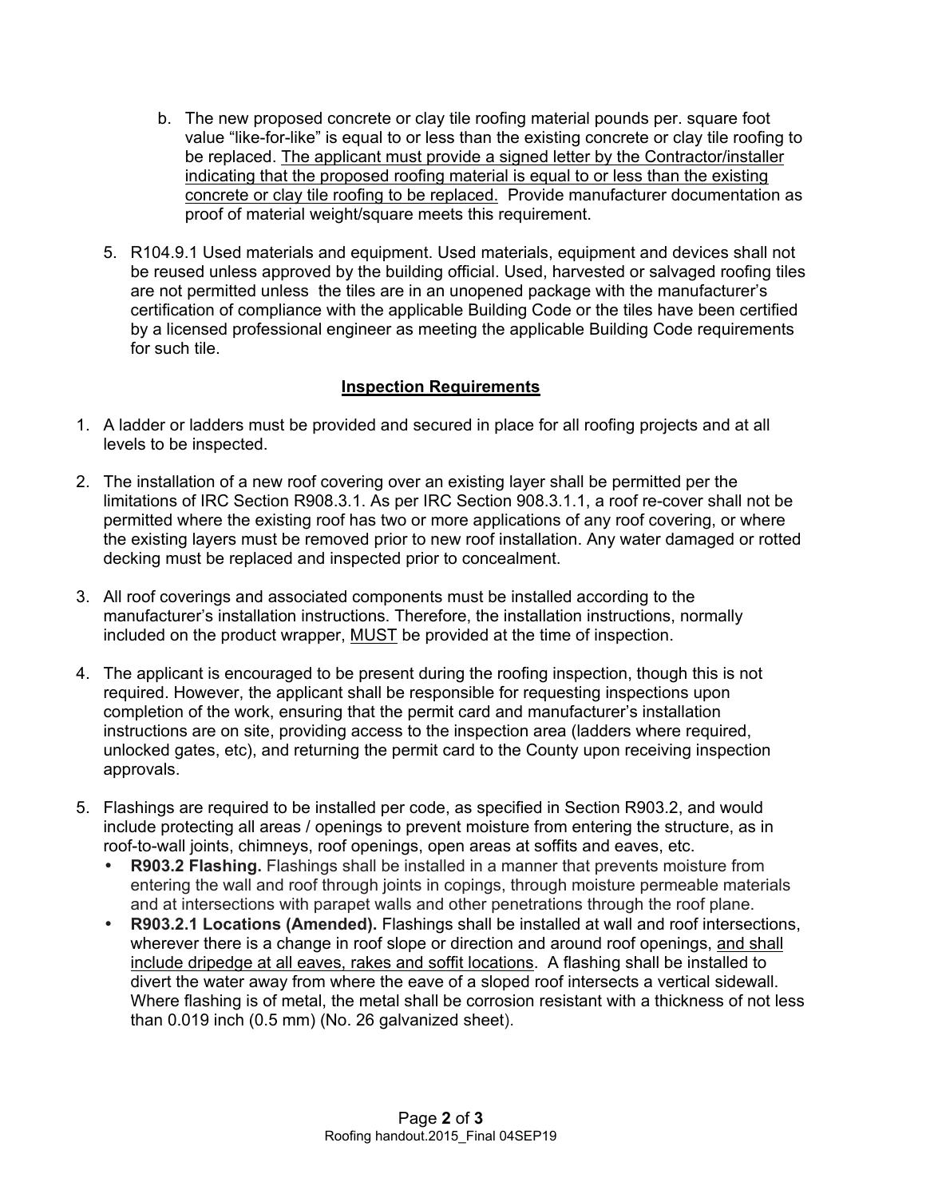b. The new proposed concrete or clay tile roofing material pounds per. square foot value "like-for-like" is equal to or less than the existing concrete or clay tile roofing to be replaced. <u>The applicant must provide a signed letter by the Contractor/installer indicating that the proposed roofing material is equal to or less than the existing concrete or clay tile roofing to be replaced.</u> Provide manufacturer documentation as proof of material weight/square meets this requirement.

5. R104.9.1 Used materials and equipment. Used materials, equipment and devices shall not be reused unless approved by the building official. Used, harvested or salvaged roofing tiles are not permitted unless the tiles are in an unopened package with the manufacturer's certification of compliance with the applicable Building Code or the tiles have been certified by a licensed professional engineer as meeting the applicable Building Code requirements for such tile.

## <u>Inspection Requirements</u>

1. A ladder or ladders must be provided and secured in place for all roofing projects and at all levels to be inspected.

2. The installation of a new roof covering over an existing layer shall be permitted per the limitations of IRC Section R908.3.1. As per IRC Section 908.3.1.1, a roof re-cover shall not be permitted where the existing roof has two or more applications of any roof covering, or where the existing layers must be removed prior to new roof installation. Any water damaged or rotted decking must be replaced and inspected prior to concealment.

3. All roof coverings and associated components must be installed according to the manufacturer's installation instructions. Therefore, the installation instructions, normally included on the product wrapper, <u>MUST</u> be provided at the time of inspection.

4. The applicant is encouraged to be present during the roofing inspection, though this is not required. However, the applicant shall be responsible for requesting inspections upon completion of the work, ensuring that the permit card and manufacturer's installation instructions are on site, providing access to the inspection area (ladders where required, unlocked gates, etc), and returning the permit card to the County upon receiving inspection approvals.

5. Flashings are required to be installed per code, as specified in Section R903.2, and would include protecting all areas / openings to prevent moisture from entering the structure, as in roof-to-wall joints, chimneys, roof openings, open areas at soffits and eaves, etc.
   - **R903.2 Flashing.** Flashings shall be installed in a manner that prevents moisture from entering the wall and roof through joints in copings, through moisture permeable materials and at intersections with parapet walls and other penetrations through the roof plane.
   - **R903.2.1 Locations (Amended).** Flashings shall be installed at wall and roof intersections, wherever there is a change in roof slope or direction and around roof openings, <u>and shall include dripedge at all eaves, rakes and soffit locations</u>. A flashing shall be installed to divert the water away from where the eave of a sloped roof intersects a vertical sidewall. Where flashing is of metal, the metal shall be corrosion resistant with a thickness of not less than 0.019 inch (0.5 mm) (No. 26 galvanized sheet).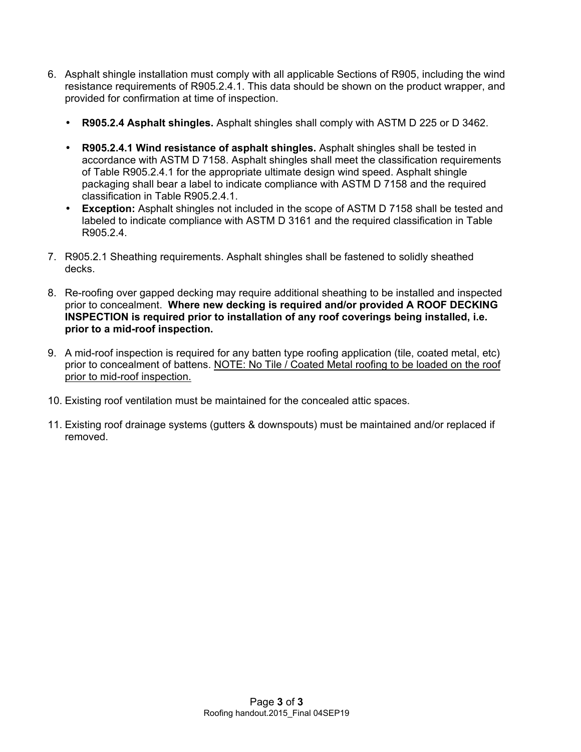6. Asphalt shingle installation must comply with all applicable Sections of R905, including the wind resistance requirements of R905.2.4.1. This data should be shown on the product wrapper, and provided for confirmation at time of inspection.

   - **R905.2.4 Asphalt shingles.** Asphalt shingles shall comply with ASTM D 225 or D 3462.
   - **R905.2.4.1 Wind resistance of asphalt shingles.** Asphalt shingles shall be tested in accordance with ASTM D 7158. Asphalt shingles shall meet the classification requirements of Table R905.2.4.1 for the appropriate ultimate design wind speed. Asphalt shingle packaging shall bear a label to indicate compliance with ASTM D 7158 and the required classification in Table R905.2.4.1.
   - **Exception:** Asphalt shingles not included in the scope of ASTM D 7158 shall be tested and labeled to indicate compliance with ASTM D 3161 and the required classification in Table R905.2.4.

7. R905.2.1 Sheathing requirements. Asphalt shingles shall be fastened to solidly sheathed decks.

8. Re-roofing over gapped decking may require additional sheathing to be installed and inspected prior to concealment. **Where new decking is required and/or provided A ROOF DECKING INSPECTION is required prior to installation of any roof coverings being installed, i.e. prior to a mid-roof inspection.**

9. A mid-roof inspection is required for any batten type roofing application (tile, coated metal, etc) prior to concealment of battens. <u>NOTE: No Tile / Coated Metal roofing to be loaded on the roof prior to mid-roof inspection.</u>

10. Existing roof ventilation must be maintained for the concealed attic spaces.

11. Existing roof drainage systems (gutters & downspouts) must be maintained and/or replaced if removed.